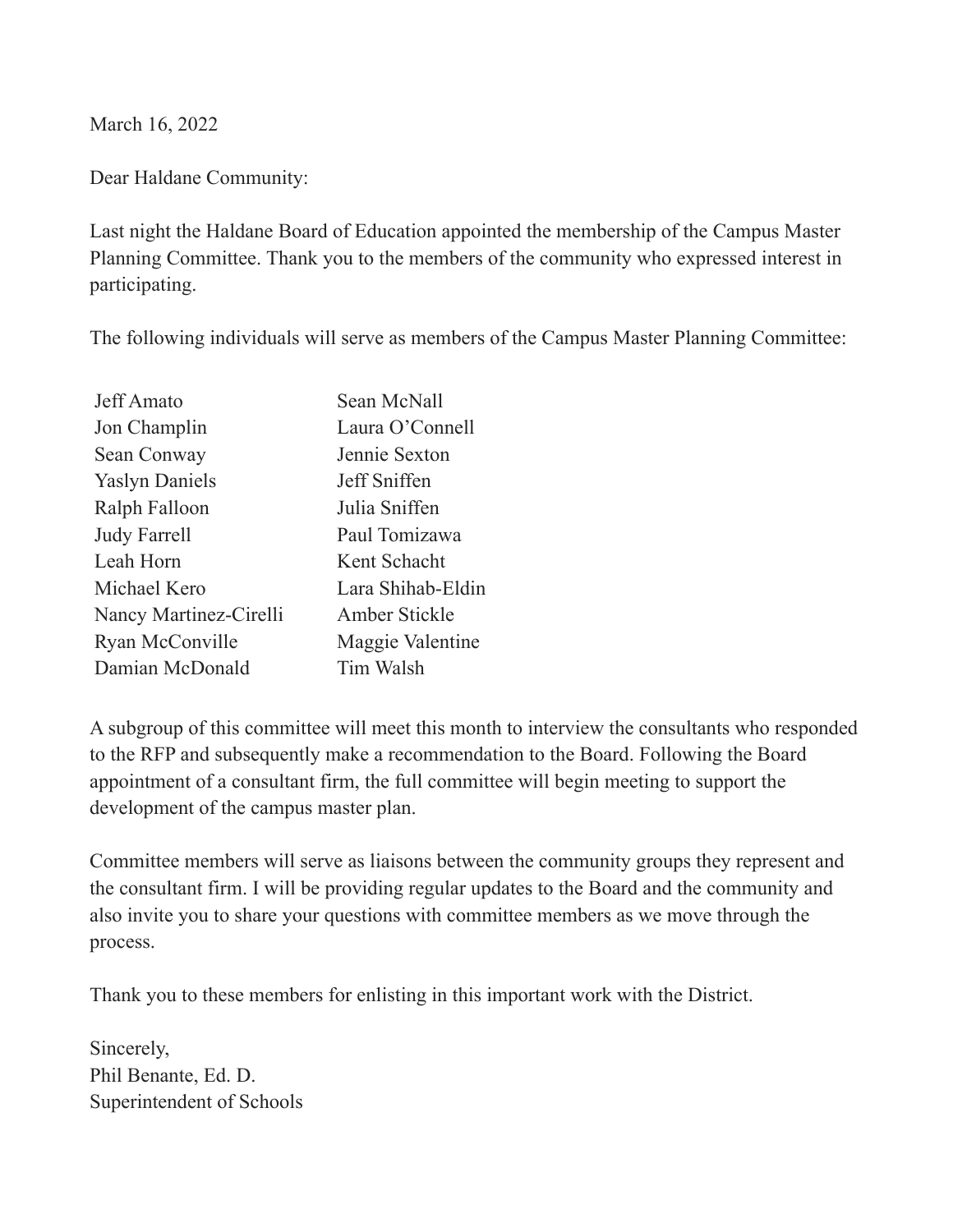March 16, 2022

Dear Haldane Community:

Last night the Haldane Board of Education appointed the membership of the Campus Master Planning Committee. Thank you to the members of the community who expressed interest in participating.

The following individuals will serve as members of the Campus Master Planning Committee:

| | |
|---|---|
| Jeff Amato | Sean McNall |
| Jon Champlin | Laura O'Connell |
| Sean Conway | Jennie Sexton |
| Yaslyn Daniels | Jeff Sniffen |
| Ralph Falloon | Julia Sniffen |
| Judy Farrell | Paul Tomizawa |
| Leah Horn | Kent Schacht |
| Michael Kero | Lara Shihab-Eldin |
| Nancy Martinez-Cirelli | Amber Stickle |
| Ryan McConville | Maggie Valentine |
| Damian McDonald | Tim Walsh |

A subgroup of this committee will meet this month to interview the consultants who responded to the RFP and subsequently make a recommendation to the Board. Following the Board appointment of a consultant firm, the full committee will begin meeting to support the development of the campus master plan.

Committee members will serve as liaisons between the community groups they represent and the consultant firm. I will be providing regular updates to the Board and the community and also invite you to share your questions with committee members as we move through the process.

Thank you to these members for enlisting in this important work with the District.

Sincerely,
Phil Benante, Ed. D.
Superintendent of Schools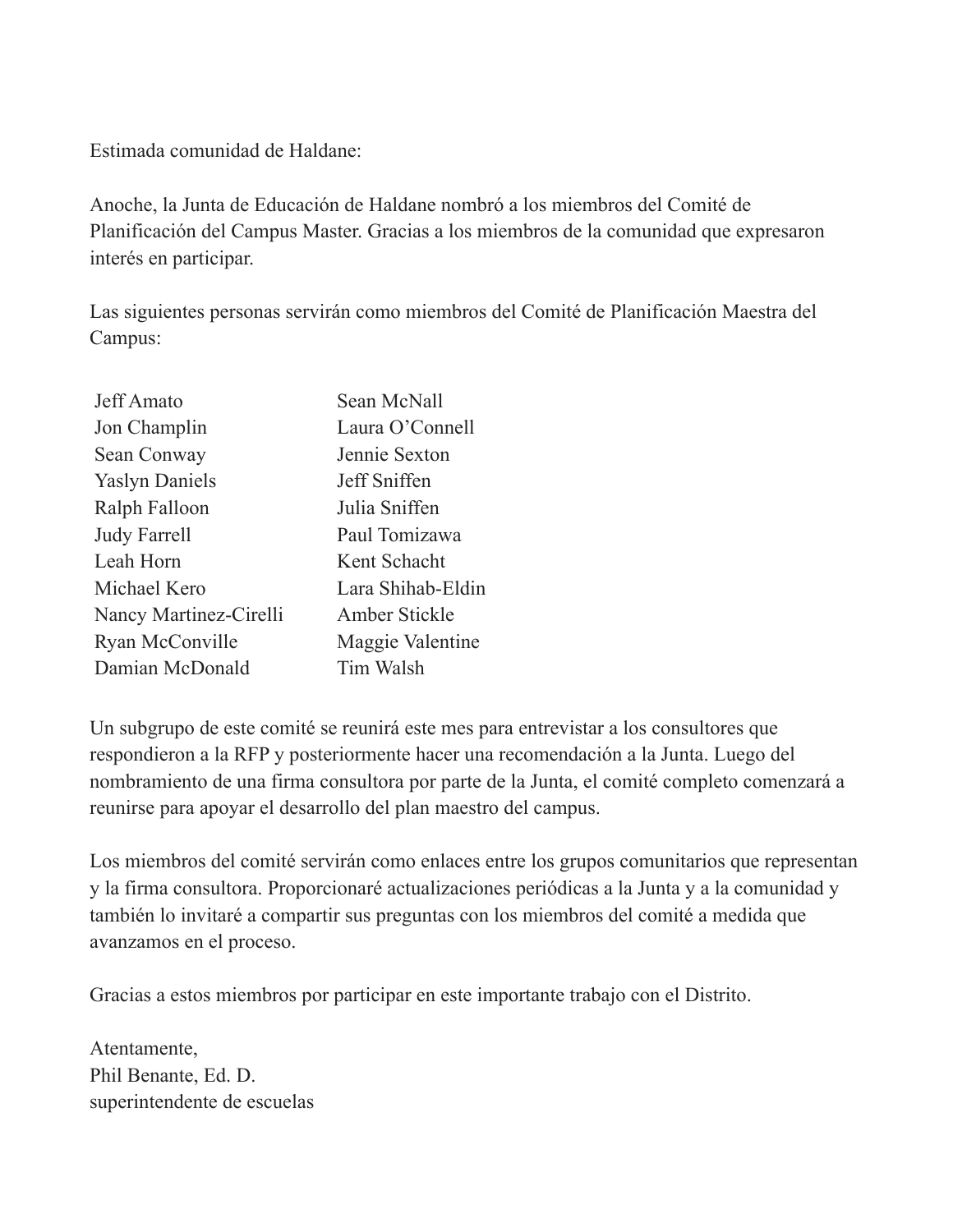Estimada comunidad de Haldane:

Anoche, la Junta de Educación de Haldane nombró a los miembros del Comité de Planificación del Campus Master. Gracias a los miembros de la comunidad que expresaron interés en participar.

Las siguientes personas servirán como miembros del Comité de Planificación Maestra del Campus:

| | |
|---|---|
| Jeff Amato | Sean McNall |
| Jon Champlin | Laura O'Connell |
| Sean Conway | Jennie Sexton |
| Yaslyn Daniels | Jeff Sniffen |
| Ralph Falloon | Julia Sniffen |
| Judy Farrell | Paul Tomizawa |
| Leah Horn | Kent Schacht |
| Michael Kero | Lara Shihab-Eldin |
| Nancy Martinez-Cirelli | Amber Stickle |
| Ryan McConville | Maggie Valentine |
| Damian McDonald | Tim Walsh |

Un subgrupo de este comité se reunirá este mes para entrevistar a los consultores que respondieron a la RFP y posteriormente hacer una recomendación a la Junta. Luego del nombramiento de una firma consultora por parte de la Junta, el comité completo comenzará a reunirse para apoyar el desarrollo del plan maestro del campus.

Los miembros del comité servirán como enlaces entre los grupos comunitarios que representan y la firma consultora. Proporcionaré actualizaciones periódicas a la Junta y a la comunidad y también lo invitaré a compartir sus preguntas con los miembros del comité a medida que avanzamos en el proceso.

Gracias a estos miembros por participar en este importante trabajo con el Distrito.

Atentamente,
Phil Benante, Ed. D.
superintendente de escuelas